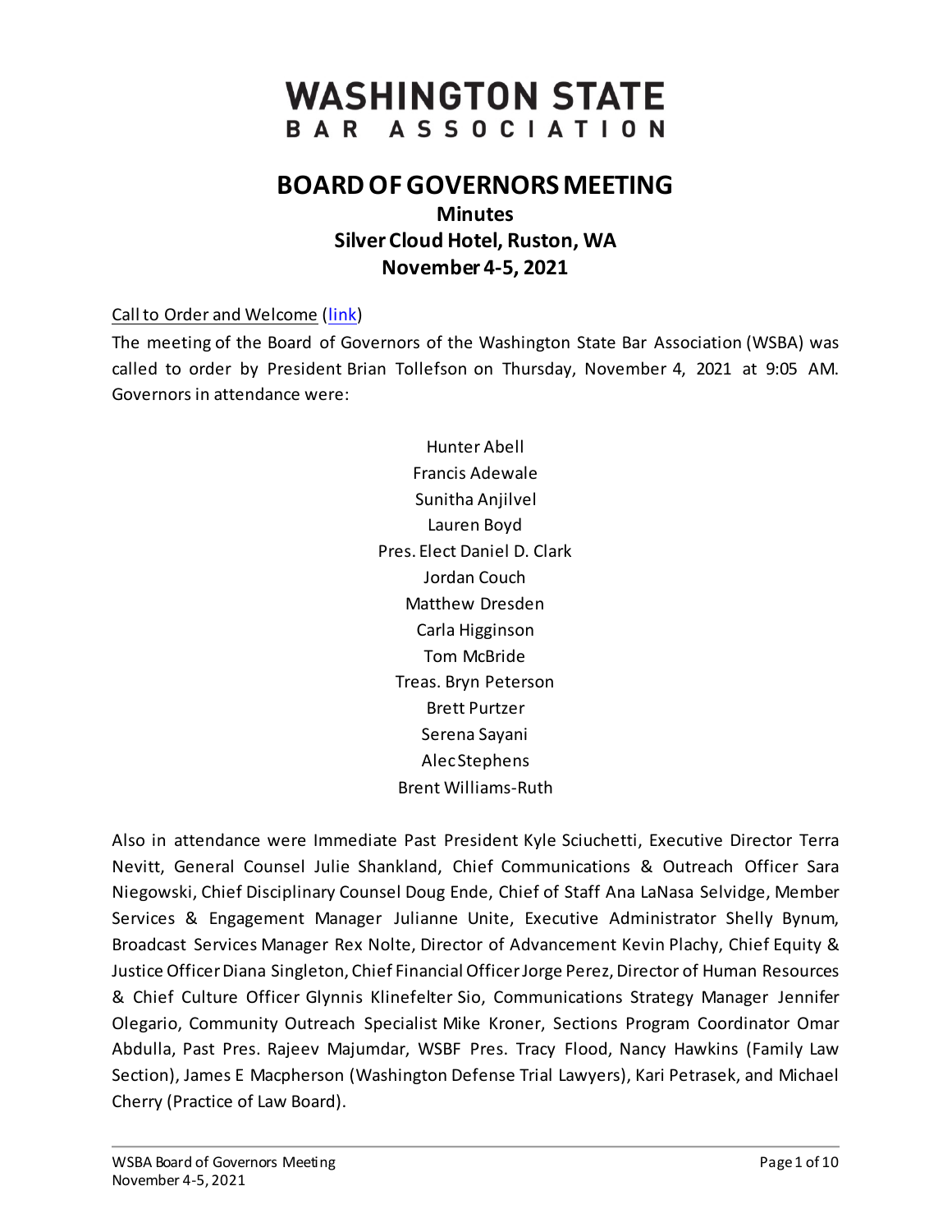# WASHINGTON STATE BAR ASSOCIATION

## BOARD OF GOVERNORS MEETING

### Minutes
### Silver Cloud Hotel, Ruston, WA
### November 4-5, 2021

Call to Order and Welcome (link)

The meeting of the Board of Governors of the Washington State Bar Association (WSBA) was called to order by President Brian Tollefson on Thursday, November 4, 2021 at 9:05 AM. Governors in attendance were:

Hunter Abell
Francis Adewale
Sunitha Anjilvel
Lauren Boyd
Pres. Elect Daniel D. Clark
Jordan Couch
Matthew Dresden
Carla Higginson
Tom McBride
Treas. Bryn Peterson
Brett Purtzer
Serena Sayani
Alec Stephens
Brent Williams-Ruth

Also in attendance were Immediate Past President Kyle Sciuchetti, Executive Director Terra Nevitt, General Counsel Julie Shankland, Chief Communications & Outreach Officer Sara Niegowski, Chief Disciplinary Counsel Doug Ende, Chief of Staff Ana LaNasa Selvidge, Member Services & Engagement Manager Julianne Unite, Executive Administrator Shelly Bynum, Broadcast Services Manager Rex Nolte, Director of Advancement Kevin Plachy, Chief Equity & Justice Officer Diana Singleton, Chief Financial Officer Jorge Perez, Director of Human Resources & Chief Culture Officer Glynnis Klinefelter Sio, Communications Strategy Manager Jennifer Olegario, Community Outreach Specialist Mike Kroner, Sections Program Coordinator Omar Abdulla, Past Pres. Rajeev Majumdar, WSBF Pres. Tracy Flood, Nancy Hawkins (Family Law Section), James E Macpherson (Washington Defense Trial Lawyers), Kari Petrasek, and Michael Cherry (Practice of Law Board).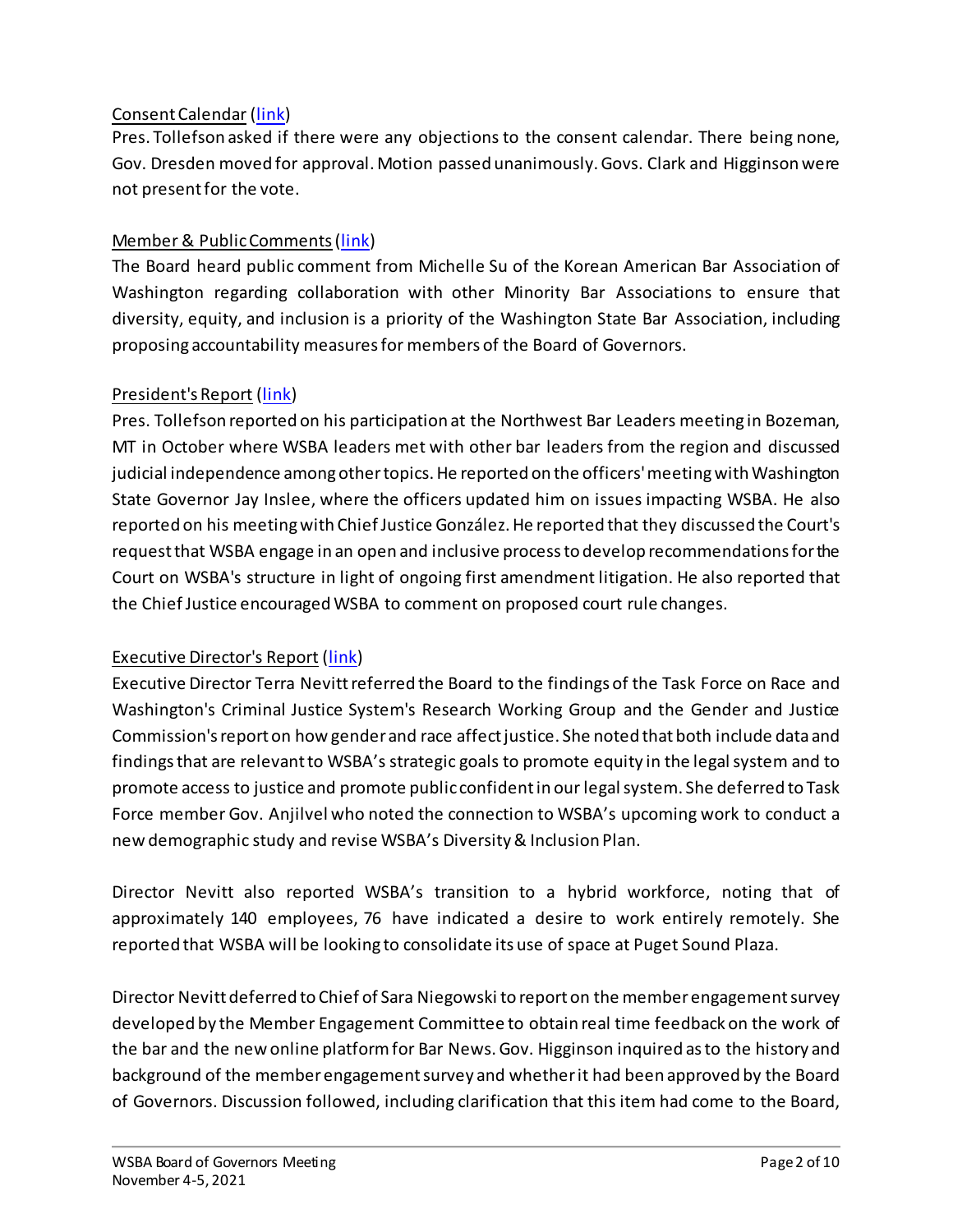Consent Calendar (link)
Pres. Tollefson asked if there were any objections to the consent calendar. There being none, Gov. Dresden moved for approval. Motion passed unanimously. Govs. Clark and Higginson were not present for the vote.

Member & Public Comments (link)
The Board heard public comment from Michelle Su of the Korean American Bar Association of Washington regarding collaboration with other Minority Bar Associations to ensure that diversity, equity, and inclusion is a priority of the Washington State Bar Association, including proposing accountability measures for members of the Board of Governors.

President's Report (link)
Pres. Tollefson reported on his participation at the Northwest Bar Leaders meeting in Bozeman, MT in October where WSBA leaders met with other bar leaders from the region and discussed judicial independence among other topics. He reported on the officers' meeting with Washington State Governor Jay Inslee, where the officers updated him on issues impacting WSBA. He also reported on his meeting with Chief Justice González. He reported that they discussed the Court's request that WSBA engage in an open and inclusive process to develop recommendations for the Court on WSBA's structure in light of ongoing first amendment litigation. He also reported that the Chief Justice encouraged WSBA to comment on proposed court rule changes.

Executive Director's Report (link)
Executive Director Terra Nevitt referred the Board to the findings of the Task Force on Race and Washington's Criminal Justice System's Research Working Group and the Gender and Justice Commission's report on how gender and race affect justice. She noted that both include data and findings that are relevant to WSBA's strategic goals to promote equity in the legal system and to promote access to justice and promote public confident in our legal system. She deferred to Task Force member Gov. Anjilvel who noted the connection to WSBA's upcoming work to conduct a new demographic study and revise WSBA's Diversity & Inclusion Plan.

Director Nevitt also reported WSBA's transition to a hybrid workforce, noting that of approximately 140 employees, 76 have indicated a desire to work entirely remotely. She reported that WSBA will be looking to consolidate its use of space at Puget Sound Plaza.

Director Nevitt deferred to Chief of Sara Niegowski to report on the member engagement survey developed by the Member Engagement Committee to obtain real time feedback on the work of the bar and the new online platform for Bar News. Gov. Higginson inquired as to the history and background of the member engagement survey and whether it had been approved by the Board of Governors. Discussion followed, including clarification that this item had come to the Board,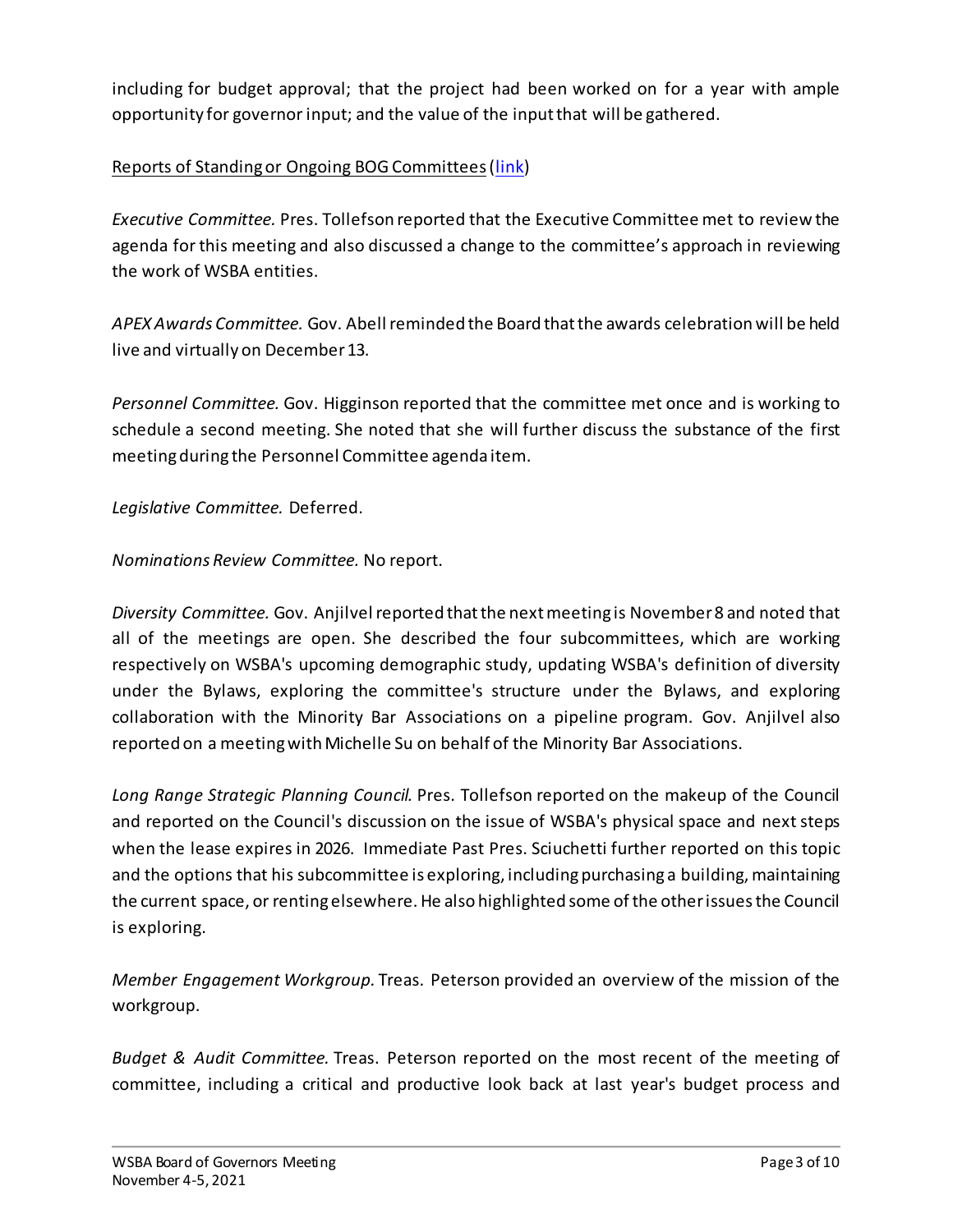including for budget approval; that the project had been worked on for a year with ample opportunity for governor input; and the value of the input that will be gathered.

Reports of Standing or Ongoing BOG Committees ([link](link))

*Executive Committee.* Pres. Tollefson reported that the Executive Committee met to review the agenda for this meeting and also discussed a change to the committee's approach in reviewing the work of WSBA entities.

*APEX Awards Committee.* Gov. Abell reminded the Board that the awards celebration will be held live and virtually on December 13.

*Personnel Committee.* Gov. Higginson reported that the committee met once and is working to schedule a second meeting. She noted that she will further discuss the substance of the first meeting during the Personnel Committee agenda item.

*Legislative Committee.* Deferred.

*Nominations Review Committee.* No report.

*Diversity Committee.* Gov. Anjilvel reported that the next meeting is November 8 and noted that all of the meetings are open. She described the four subcommittees, which are working respectively on WSBA's upcoming demographic study, updating WSBA's definition of diversity under the Bylaws, exploring the committee's structure under the Bylaws, and exploring collaboration with the Minority Bar Associations on a pipeline program. Gov. Anjilvel also reported on a meeting with Michelle Su on behalf of the Minority Bar Associations.

*Long Range Strategic Planning Council.* Pres. Tollefson reported on the makeup of the Council and reported on the Council's discussion on the issue of WSBA's physical space and next steps when the lease expires in 2026. Immediate Past Pres. Sciuchetti further reported on this topic and the options that his subcommittee is exploring, including purchasing a building, maintaining the current space, or renting elsewhere. He also highlighted some of the other issues the Council is exploring.

*Member Engagement Workgroup.* Treas. Peterson provided an overview of the mission of the workgroup.

*Budget & Audit Committee.* Treas. Peterson reported on the most recent of the meeting of committee, including a critical and productive look back at last year's budget process and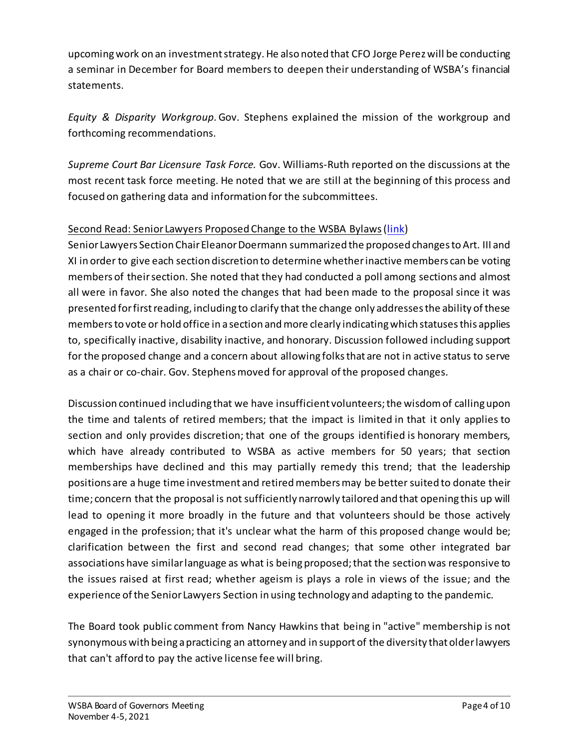upcoming work on an investment strategy. He also noted that CFO Jorge Perez will be conducting a seminar in December for Board members to deepen their understanding of WSBA's financial statements.

*Equity & Disparity Workgroup.* Gov. Stephens explained the mission of the workgroup and forthcoming recommendations.

*Supreme Court Bar Licensure Task Force.* Gov. Williams-Ruth reported on the discussions at the most recent task force meeting. He noted that we are still at the beginning of this process and focused on gathering data and information for the subcommittees.

Second Read: Senior Lawyers Proposed Change to the WSBA Bylaws (link)

Senior Lawyers Section Chair Eleanor Doermann summarized the proposed changes to Art. III and XI in order to give each section discretion to determine whether inactive members can be voting members of their section. She noted that they had conducted a poll among sections and almost all were in favor. She also noted the changes that had been made to the proposal since it was presented for first reading, including to clarify that the change only addresses the ability of these members to vote or hold office in a section and more clearly indicating which statuses this applies to, specifically inactive, disability inactive, and honorary. Discussion followed including support for the proposed change and a concern about allowing folks that are not in active status to serve as a chair or co-chair. Gov. Stephens moved for approval of the proposed changes.

Discussion continued including that we have insufficient volunteers; the wisdom of calling upon the time and talents of retired members; that the impact is limited in that it only applies to section and only provides discretion; that one of the groups identified is honorary members, which have already contributed to WSBA as active members for 50 years; that section memberships have declined and this may partially remedy this trend; that the leadership positions are a huge time investment and retired members may be better suited to donate their time; concern that the proposal is not sufficiently narrowly tailored and that opening this up will lead to opening it more broadly in the future and that volunteers should be those actively engaged in the profession; that it's unclear what the harm of this proposed change would be; clarification between the first and second read changes; that some other integrated bar associations have similar language as what is being proposed; that the section was responsive to the issues raised at first read; whether ageism is plays a role in views of the issue; and the experience of the Senior Lawyers Section in using technology and adapting to the pandemic.

The Board took public comment from Nancy Hawkins that being in "active" membership is not synonymous with being a practicing an attorney and in support of the diversity that older lawyers that can't afford to pay the active license fee will bring.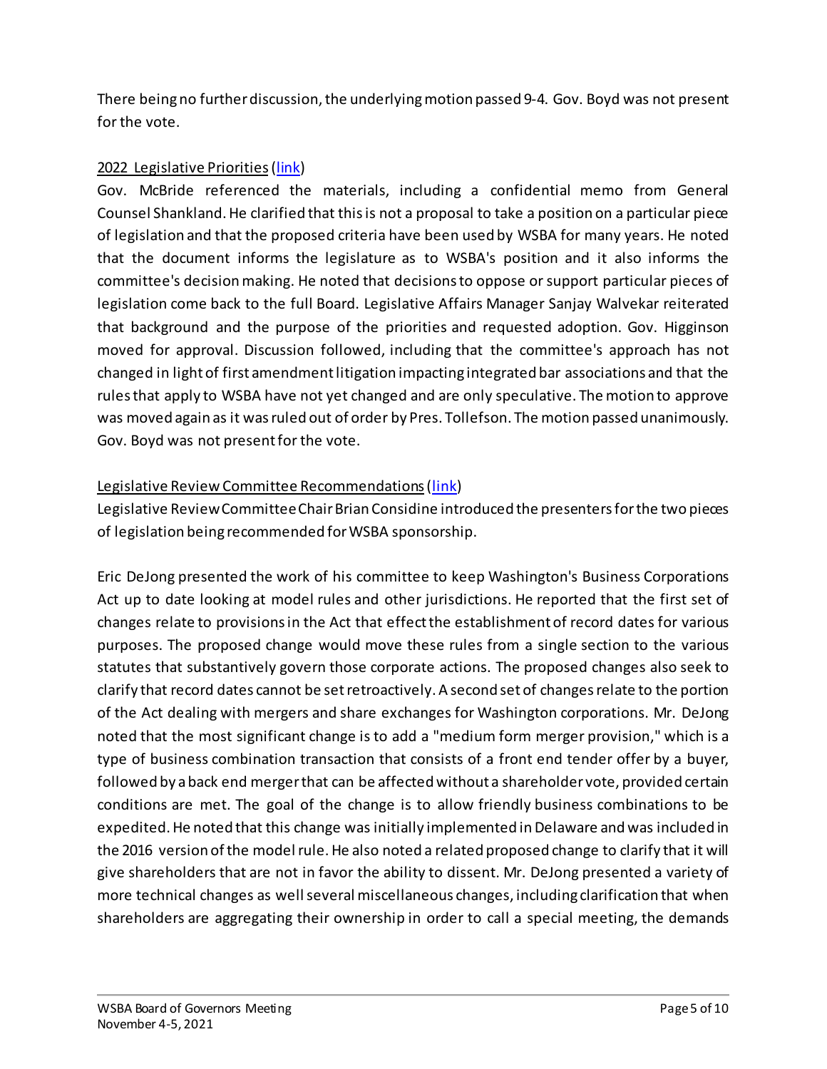There being no further discussion, the underlying motion passed 9-4. Gov. Boyd was not present for the vote.

2022 Legislative Priorities (link)

Gov. McBride referenced the materials, including a confidential memo from General Counsel Shankland. He clarified that this is not a proposal to take a position on a particular piece of legislation and that the proposed criteria have been used by WSBA for many years. He noted that the document informs the legislature as to WSBA's position and it also informs the committee's decision making. He noted that decisions to oppose or support particular pieces of legislation come back to the full Board. Legislative Affairs Manager Sanjay Walvekar reiterated that background and the purpose of the priorities and requested adoption. Gov. Higginson moved for approval. Discussion followed, including that the committee's approach has not changed in light of first amendment litigation impacting integrated bar associations and that the rules that apply to WSBA have not yet changed and are only speculative. The motion to approve was moved again as it was ruled out of order by Pres. Tollefson. The motion passed unanimously. Gov. Boyd was not present for the vote.

Legislative Review Committee Recommendations (link)

Legislative Review Committee Chair Brian Considine introduced the presenters for the two pieces of legislation being recommended for WSBA sponsorship.

Eric DeJong presented the work of his committee to keep Washington's Business Corporations Act up to date looking at model rules and other jurisdictions. He reported that the first set of changes relate to provisions in the Act that effect the establishment of record dates for various purposes. The proposed change would move these rules from a single section to the various statutes that substantively govern those corporate actions. The proposed changes also seek to clarify that record dates cannot be set retroactively. A second set of changes relate to the portion of the Act dealing with mergers and share exchanges for Washington corporations. Mr. DeJong noted that the most significant change is to add a "medium form merger provision," which is a type of business combination transaction that consists of a front end tender offer by a buyer, followed by a back end merger that can be affected without a shareholder vote, provided certain conditions are met. The goal of the change is to allow friendly business combinations to be expedited. He noted that this change was initially implemented in Delaware and was included in the 2016 version of the model rule. He also noted a related proposed change to clarify that it will give shareholders that are not in favor the ability to dissent. Mr. DeJong presented a variety of more technical changes as well several miscellaneous changes, including clarification that when shareholders are aggregating their ownership in order to call a special meeting, the demands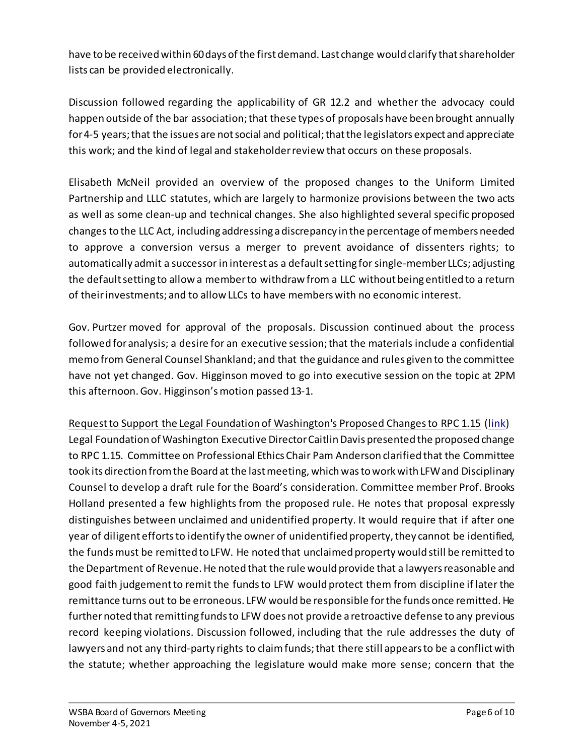have to be received within 60 days of the first demand. Last change would clarify that shareholder lists can be provided electronically.

Discussion followed regarding the applicability of GR 12.2 and whether the advocacy could happen outside of the bar association; that these types of proposals have been brought annually for 4-5 years; that the issues are not social and political; that the legislators expect and appreciate this work; and the kind of legal and stakeholder review that occurs on these proposals.

Elisabeth McNeil provided an overview of the proposed changes to the Uniform Limited Partnership and LLLC statutes, which are largely to harmonize provisions between the two acts as well as some clean-up and technical changes. She also highlighted several specific proposed changes to the LLC Act, including addressing a discrepancy in the percentage of members needed to approve a conversion versus a merger to prevent avoidance of dissenters rights; to automatically admit a successor in interest as a default setting for single-member LLCs; adjusting the default setting to allow a member to withdraw from a LLC without being entitled to a return of their investments; and to allow LLCs to have members with no economic interest.

Gov. Purtzer moved for approval of the proposals. Discussion continued about the process followed for analysis; a desire for an executive session; that the materials include a confidential memo from General Counsel Shankland; and that the guidance and rules given to the committee have not yet changed. Gov. Higginson moved to go into executive session on the topic at 2PM this afternoon. Gov. Higginson's motion passed 13-1.

<u>Request to Support the Legal Foundation of Washington's Proposed Changes to RPC 1.15</u> ([link]())
Legal Foundation of Washington Executive Director Caitlin Davis presented the proposed change to RPC 1.15. Committee on Professional Ethics Chair Pam Anderson clarified that the Committee took its direction from the Board at the last meeting, which was to work with LFW and Disciplinary Counsel to develop a draft rule for the Board's consideration. Committee member Prof. Brooks Holland presented a few highlights from the proposed rule. He notes that proposal expressly distinguishes between unclaimed and unidentified property. It would require that if after one year of diligent efforts to identify the owner of unidentified property, they cannot be identified, the funds must be remitted to LFW. He noted that unclaimed property would still be remitted to the Department of Revenue. He noted that the rule would provide that a lawyers reasonable and good faith judgement to remit the funds to LFW would protect them from discipline if later the remittance turns out to be erroneous. LFW would be responsible for the funds once remitted. He further noted that remitting funds to LFW does not provide a retroactive defense to any previous record keeping violations. Discussion followed, including that the rule addresses the duty of lawyers and not any third-party rights to claim funds; that there still appears to be a conflict with the statute; whether approaching the legislature would make more sense; concern that the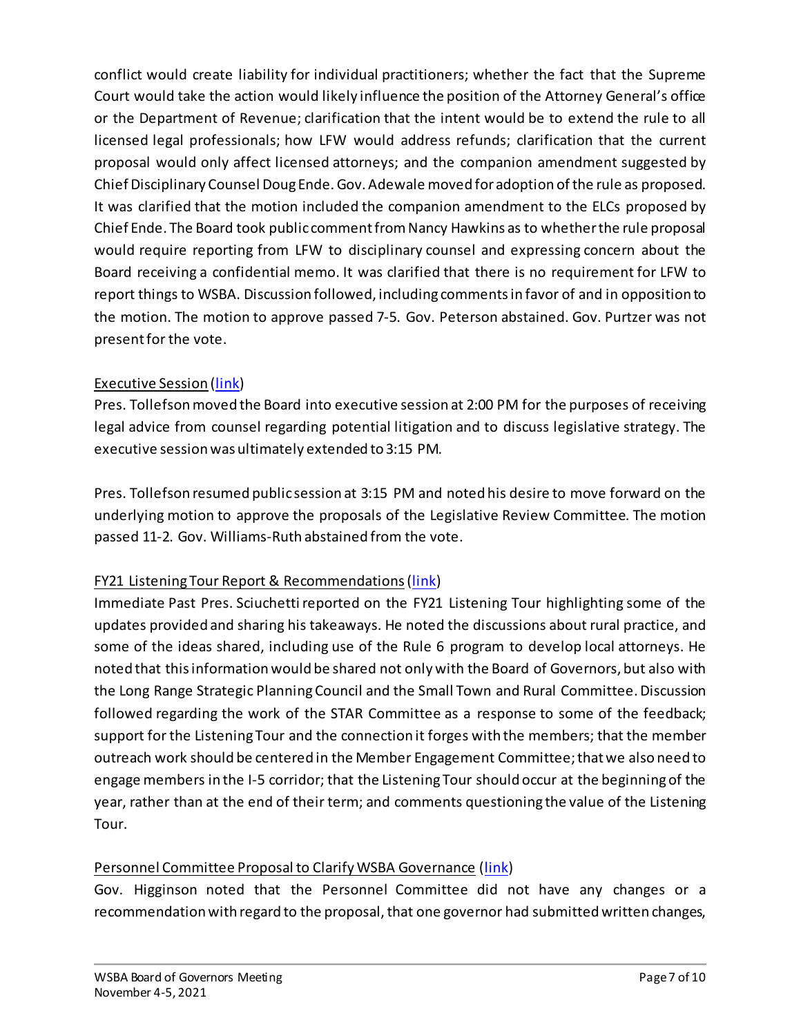conflict would create liability for individual practitioners; whether the fact that the Supreme Court would take the action would likely influence the position of the Attorney General's office or the Department of Revenue; clarification that the intent would be to extend the rule to all licensed legal professionals; how LFW would address refunds; clarification that the current proposal would only affect licensed attorneys; and the companion amendment suggested by Chief Disciplinary Counsel Doug Ende. Gov. Adewale moved for adoption of the rule as proposed. It was clarified that the motion included the companion amendment to the ELCs proposed by Chief Ende. The Board took public comment from Nancy Hawkins as to whether the rule proposal would require reporting from LFW to disciplinary counsel and expressing concern about the Board receiving a confidential memo. It was clarified that there is no requirement for LFW to report things to WSBA. Discussion followed, including comments in favor of and in opposition to the motion. The motion to approve passed 7-5. Gov. Peterson abstained. Gov. Purtzer was not present for the vote.

<u>Executive Session</u> (link)

Pres. Tollefson moved the Board into executive session at 2:00 PM for the purposes of receiving legal advice from counsel regarding potential litigation and to discuss legislative strategy. The executive session was ultimately extended to 3:15 PM.

Pres. Tollefson resumed public session at 3:15 PM and noted his desire to move forward on the underlying motion to approve the proposals of the Legislative Review Committee. The motion passed 11-2. Gov. Williams-Ruth abstained from the vote.

<u>FY21 Listening Tour Report & Recommendations</u> (link)

Immediate Past Pres. Sciuchetti reported on the FY21 Listening Tour highlighting some of the updates provided and sharing his takeaways. He noted the discussions about rural practice, and some of the ideas shared, including use of the Rule 6 program to develop local attorneys. He noted that this information would be shared not only with the Board of Governors, but also with the Long Range Strategic Planning Council and the Small Town and Rural Committee. Discussion followed regarding the work of the STAR Committee as a response to some of the feedback; support for the Listening Tour and the connection it forges with the members; that the member outreach work should be centered in the Member Engagement Committee; that we also need to engage members in the I-5 corridor; that the Listening Tour should occur at the beginning of the year, rather than at the end of their term; and comments questioning the value of the Listening Tour.

<u>Personnel Committee Proposal to Clarify WSBA Governance</u> (link)

Gov. Higginson noted that the Personnel Committee did not have any changes or a recommendation with regard to the proposal, that one governor had submitted written changes,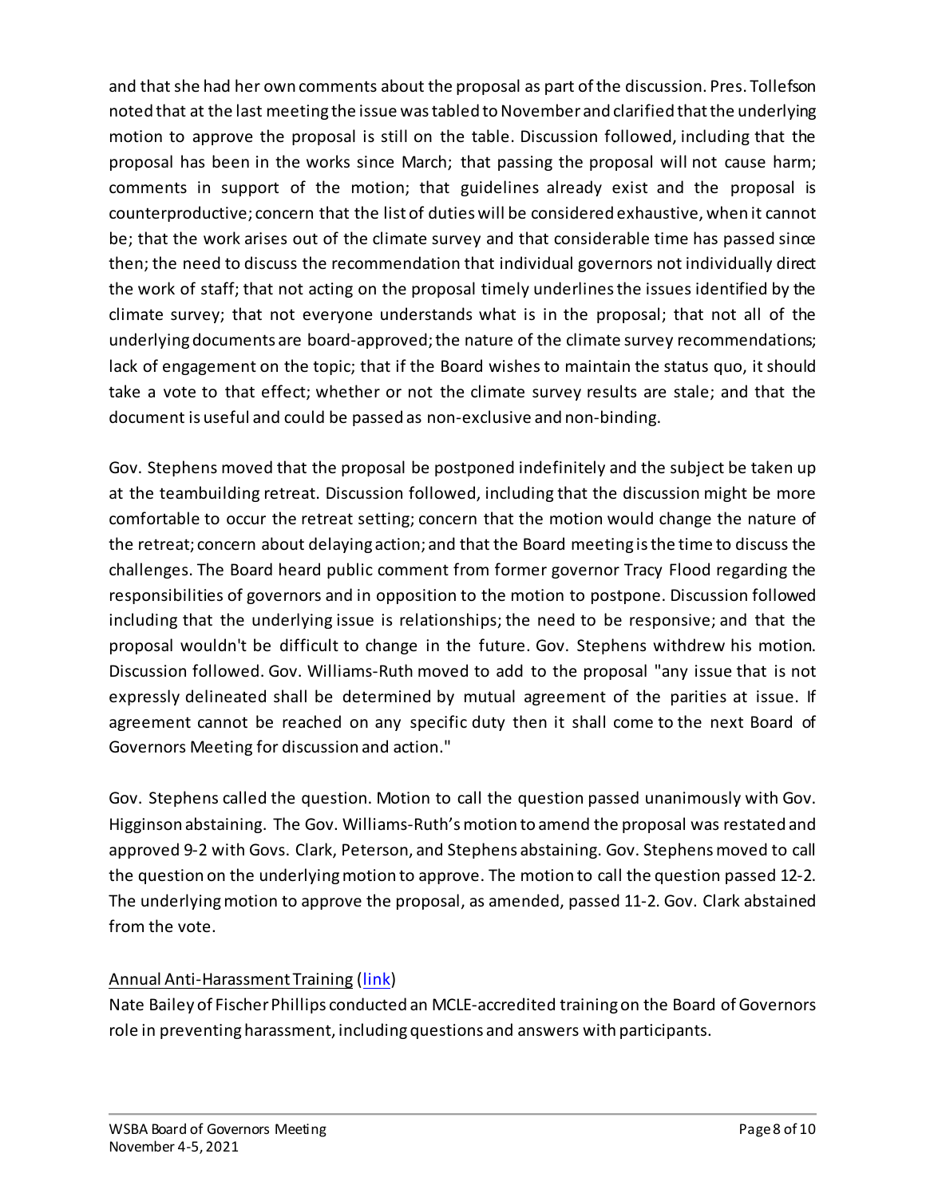and that she had her own comments about the proposal as part of the discussion. Pres. Tollefson noted that at the last meeting the issue was tabled to November and clarified that the underlying motion to approve the proposal is still on the table. Discussion followed, including that the proposal has been in the works since March; that passing the proposal will not cause harm; comments in support of the motion; that guidelines already exist and the proposal is counterproductive; concern that the list of duties will be considered exhaustive, when it cannot be; that the work arises out of the climate survey and that considerable time has passed since then; the need to discuss the recommendation that individual governors not individually direct the work of staff; that not acting on the proposal timely underlines the issues identified by the climate survey; that not everyone understands what is in the proposal; that not all of the underlying documents are board-approved; the nature of the climate survey recommendations; lack of engagement on the topic; that if the Board wishes to maintain the status quo, it should take a vote to that effect; whether or not the climate survey results are stale; and that the document is useful and could be passed as non-exclusive and non-binding.

Gov. Stephens moved that the proposal be postponed indefinitely and the subject be taken up at the teambuilding retreat. Discussion followed, including that the discussion might be more comfortable to occur the retreat setting; concern that the motion would change the nature of the retreat; concern about delaying action; and that the Board meeting is the time to discuss the challenges. The Board heard public comment from former governor Tracy Flood regarding the responsibilities of governors and in opposition to the motion to postpone. Discussion followed including that the underlying issue is relationships; the need to be responsive; and that the proposal wouldn't be difficult to change in the future. Gov. Stephens withdrew his motion. Discussion followed. Gov. Williams-Ruth moved to add to the proposal "any issue that is not expressly delineated shall be determined by mutual agreement of the parities at issue. If agreement cannot be reached on any specific duty then it shall come to the next Board of Governors Meeting for discussion and action."

Gov. Stephens called the question. Motion to call the question passed unanimously with Gov. Higginson abstaining. The Gov. Williams-Ruth's motion to amend the proposal was restated and approved 9-2 with Govs. Clark, Peterson, and Stephens abstaining. Gov. Stephens moved to call the question on the underlying motion to approve. The motion to call the question passed 12-2. The underlying motion to approve the proposal, as amended, passed 11-2. Gov. Clark abstained from the vote.

Annual Anti-Harassment Training (link)

Nate Bailey of Fischer Phillips conducted an MCLE-accredited training on the Board of Governors role in preventing harassment, including questions and answers with participants.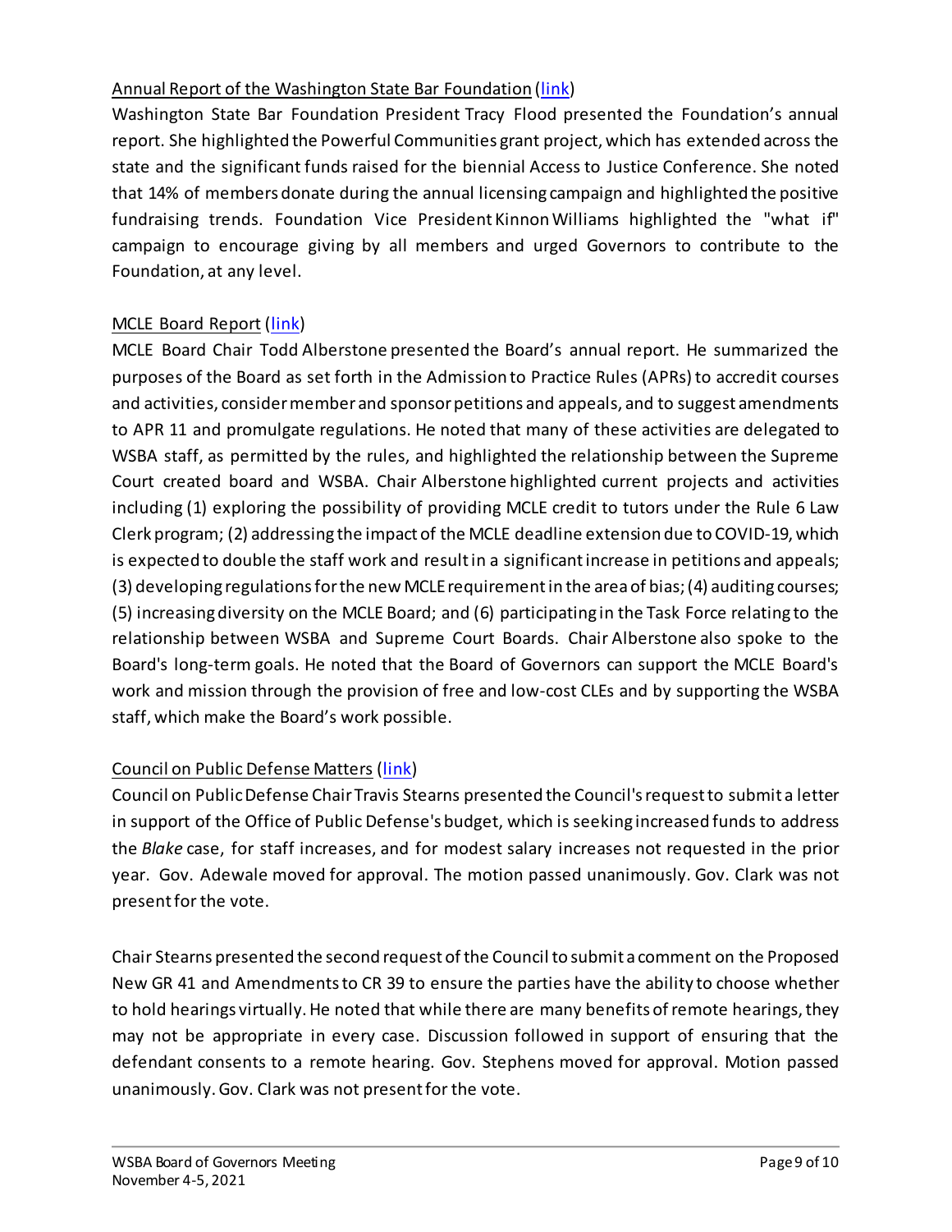Annual Report of the Washington State Bar Foundation (link)

Washington State Bar Foundation President Tracy Flood presented the Foundation's annual report. She highlighted the Powerful Communities grant project, which has extended across the state and the significant funds raised for the biennial Access to Justice Conference. She noted that 14% of members donate during the annual licensing campaign and highlighted the positive fundraising trends. Foundation Vice President Kinnon Williams highlighted the "what if" campaign to encourage giving by all members and urged Governors to contribute to the Foundation, at any level.

MCLE Board Report (link)

MCLE Board Chair Todd Alberstone presented the Board's annual report. He summarized the purposes of the Board as set forth in the Admission to Practice Rules (APRs) to accredit courses and activities, consider member and sponsor petitions and appeals, and to suggest amendments to APR 11 and promulgate regulations. He noted that many of these activities are delegated to WSBA staff, as permitted by the rules, and highlighted the relationship between the Supreme Court created board and WSBA. Chair Alberstone highlighted current projects and activities including (1) exploring the possibility of providing MCLE credit to tutors under the Rule 6 Law Clerk program; (2) addressing the impact of the MCLE deadline extension due to COVID-19, which is expected to double the staff work and result in a significant increase in petitions and appeals; (3) developing regulations for the new MCLE requirement in the area of bias; (4) auditing courses; (5) increasing diversity on the MCLE Board; and (6) participating in the Task Force relating to the relationship between WSBA and Supreme Court Boards. Chair Alberstone also spoke to the Board's long-term goals. He noted that the Board of Governors can support the MCLE Board's work and mission through the provision of free and low-cost CLEs and by supporting the WSBA staff, which make the Board's work possible.

Council on Public Defense Matters (link)

Council on Public Defense Chair Travis Stearns presented the Council's request to submit a letter in support of the Office of Public Defense's budget, which is seeking increased funds to address the *Blake* case, for staff increases, and for modest salary increases not requested in the prior year. Gov. Adewale moved for approval. The motion passed unanimously. Gov. Clark was not present for the vote.

Chair Stearns presented the second request of the Council to submit a comment on the Proposed New GR 41 and Amendments to CR 39 to ensure the parties have the ability to choose whether to hold hearings virtually. He noted that while there are many benefits of remote hearings, they may not be appropriate in every case. Discussion followed in support of ensuring that the defendant consents to a remote hearing. Gov. Stephens moved for approval. Motion passed unanimously. Gov. Clark was not present for the vote.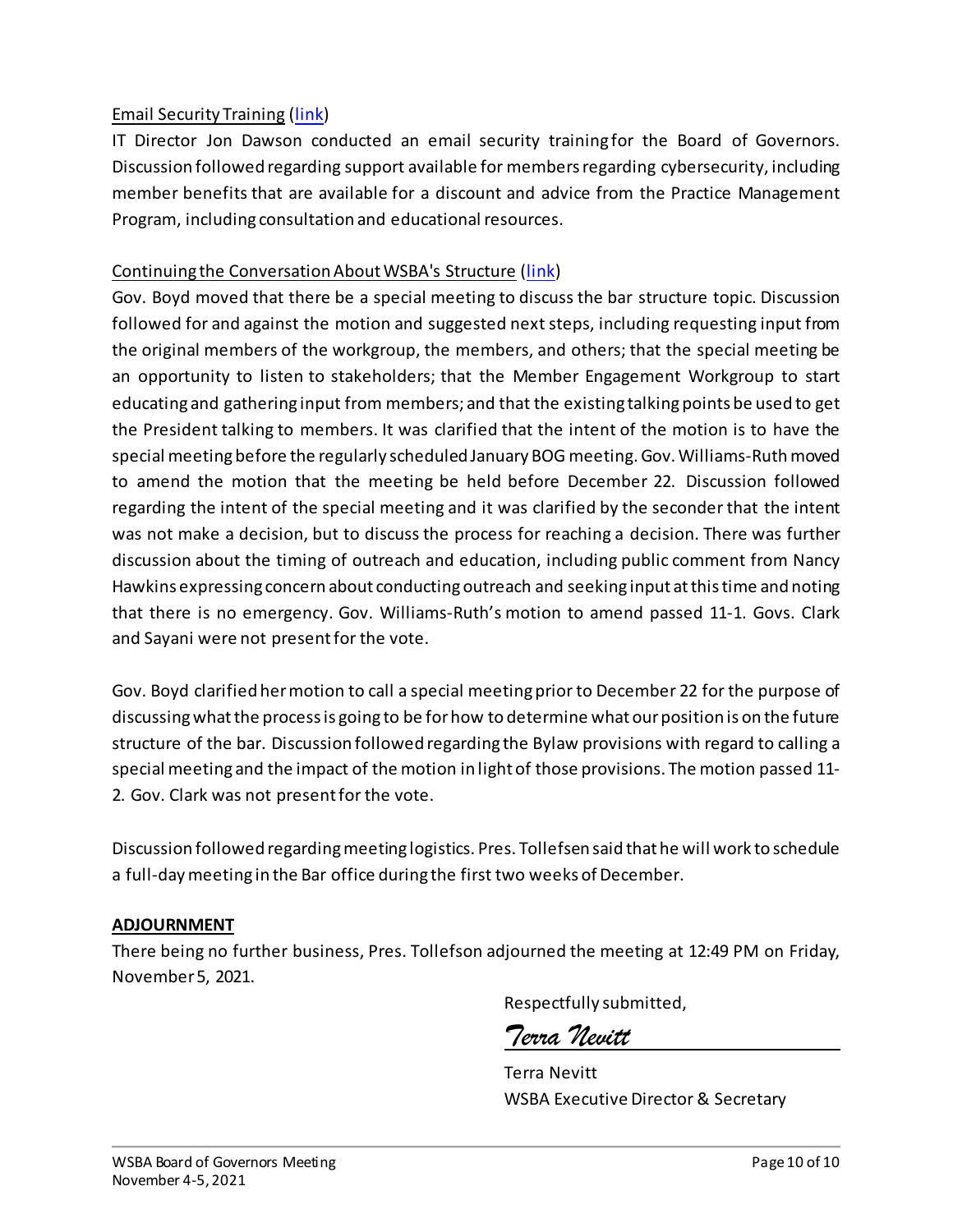Email Security Training (link)

IT Director Jon Dawson conducted an email security training for the Board of Governors. Discussion followed regarding support available for members regarding cybersecurity, including member benefits that are available for a discount and advice from the Practice Management Program, including consultation and educational resources.

Continuing the Conversation About WSBA's Structure (link)

Gov. Boyd moved that there be a special meeting to discuss the bar structure topic. Discussion followed for and against the motion and suggested next steps, including requesting input from the original members of the workgroup, the members, and others; that the special meeting be an opportunity to listen to stakeholders; that the Member Engagement Workgroup to start educating and gathering input from members; and that the existing talking points be used to get the President talking to members. It was clarified that the intent of the motion is to have the special meeting before the regularly scheduled January BOG meeting. Gov. Williams-Ruth moved to amend the motion that the meeting be held before December 22. Discussion followed regarding the intent of the special meeting and it was clarified by the seconder that the intent was not make a decision, but to discuss the process for reaching a decision. There was further discussion about the timing of outreach and education, including public comment from Nancy Hawkins expressing concern about conducting outreach and seeking input at this time and noting that there is no emergency. Gov. Williams-Ruth's motion to amend passed 11-1. Govs. Clark and Sayani were not present for the vote.

Gov. Boyd clarified her motion to call a special meeting prior to December 22 for the purpose of discussing what the process is going to be for how to determine what our position is on the future structure of the bar. Discussion followed regarding the Bylaw provisions with regard to calling a special meeting and the impact of the motion in light of those provisions. The motion passed 11-2. Gov. Clark was not present for the vote.

Discussion followed regarding meeting logistics. Pres. Tollefsen said that he will work to schedule a full-day meeting in the Bar office during the first two weeks of December.

**ADJOURNMENT**

There being no further business, Pres. Tollefson adjourned the meeting at 12:49 PM on Friday, November 5, 2021.

Respectfully submitted,

*Terra Nevitt*

Terra Nevitt
WSBA Executive Director & Secretary